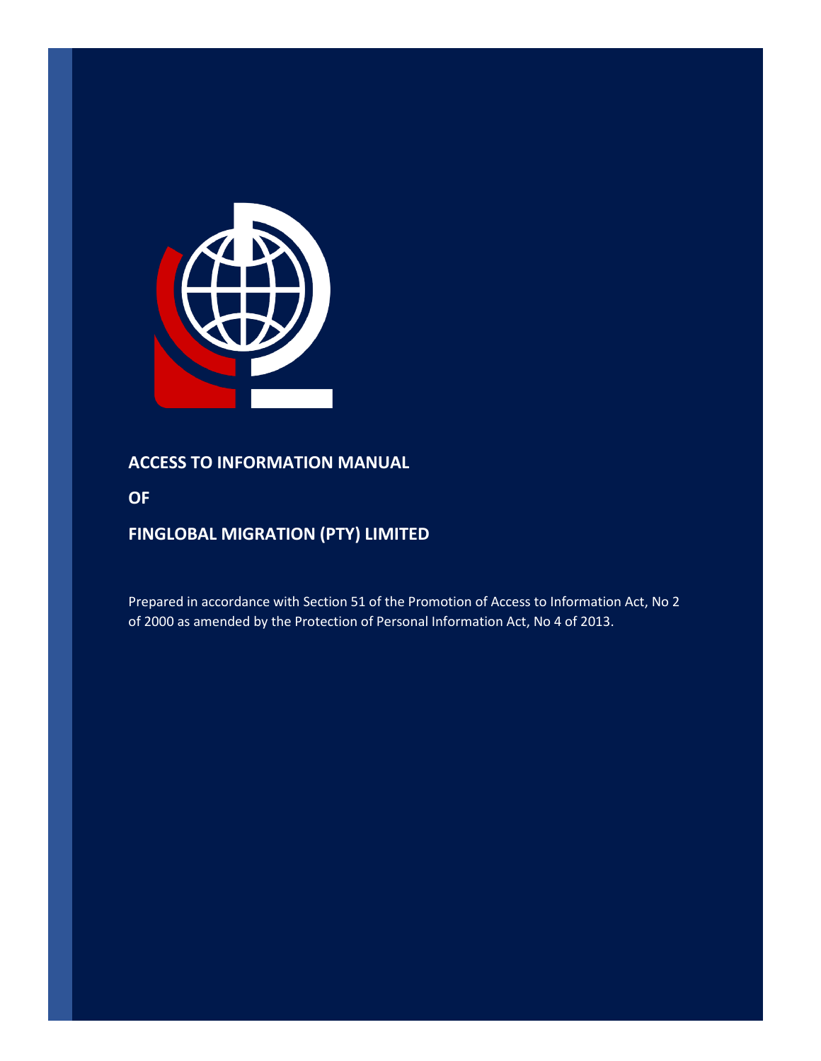# ACCESS TO INFORMATION MANUAL

# OF

# FINGLOBAL MIGRATION (PTY) LIMITED

Prepared in accordance with Section 51 of the Promotion of Access to Information Act, No 2 of 2000 as amended by the Protection of Personal Information Act, No 4 of 2013.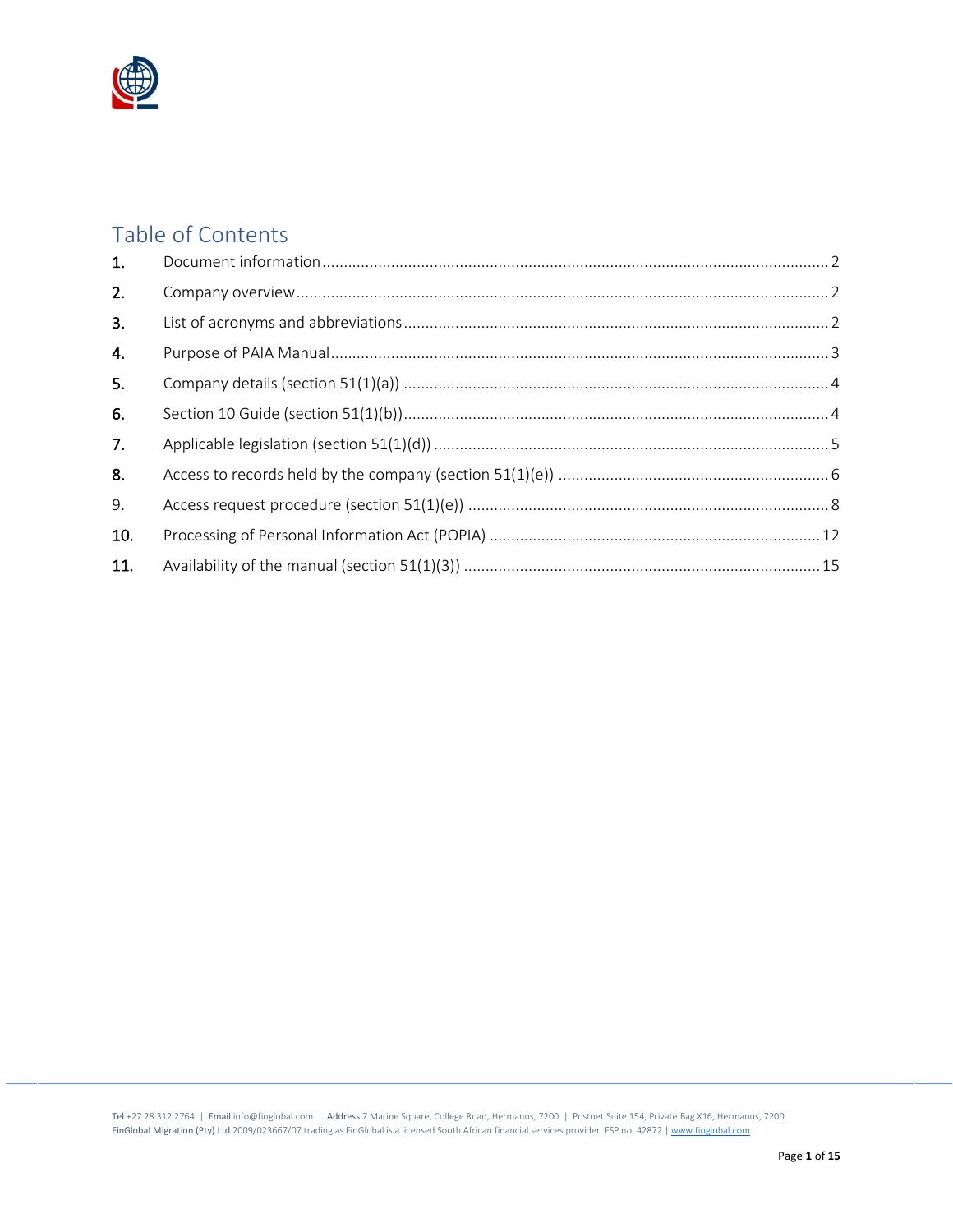# Table of Contents

1. Document information ........................................................................................................ 2
2. Company overview ............................................................................................................. 2
3. List of acronyms and abbreviations .................................................................................... 2
4. Purpose of PAIA Manual ..................................................................................................... 3
5. Company details (section 51(1)(a)) .................................................................................... 4
6. Section 10 Guide (section 51(1)(b)) .................................................................................... 4
7. Applicable legislation (section 51(1)(d)) ............................................................................. 5
8. Access to records held by the company (section 51(1)(e)) ................................................ 6
9. Access request procedure (section 51(1)(e)) ..................................................................... 8
10. Processing of Personal Information Act (POPIA) .............................................................. 12
11. Availability of the manual (section 51(1)(3)) ..................................................................... 15

Tel +27 28 312 2764 | Email info@finglobal.com | Address 7 Marine Square, College Road, Hermanus, 7200 | Postnet Suite 154, Private Bag X16, Hermanus, 7200
FinGlobal Migration (Pty) Ltd 2009/023667/07 trading as FinGlobal is a licensed South African financial services provider. FSP no. 42872 | www.finglobal.com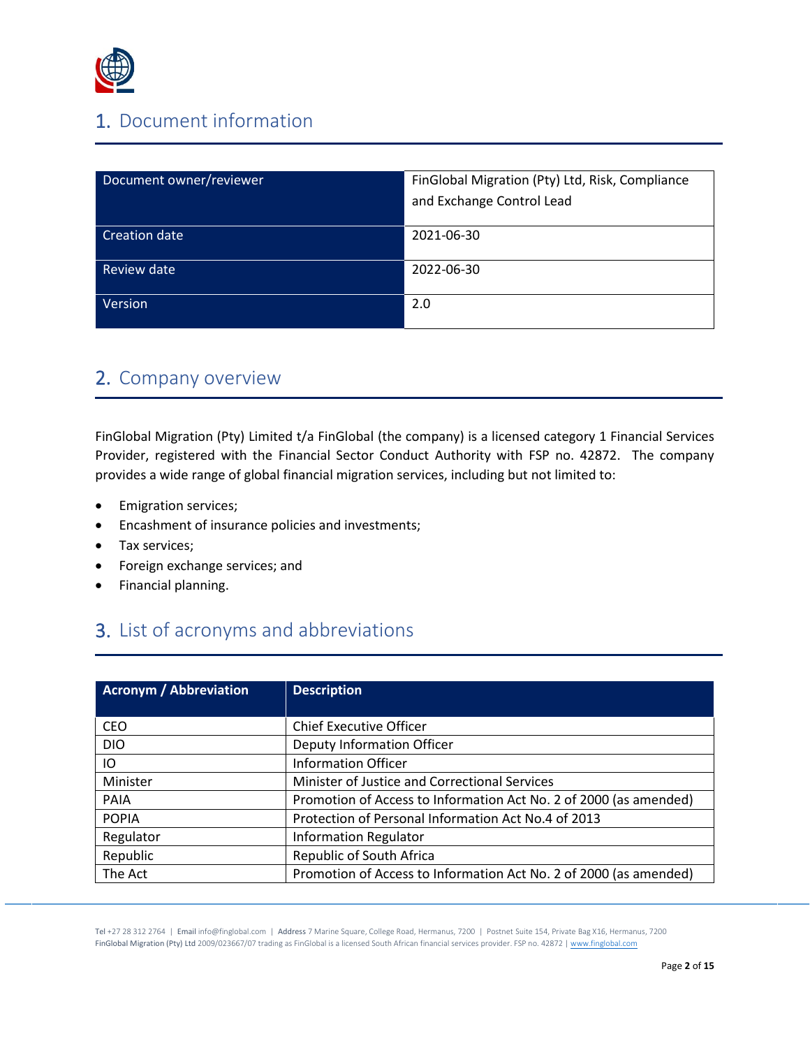## 1. Document information

| Document owner/reviewer | FinGlobal Migration (Pty) Ltd, Risk, Compliance and Exchange Control Lead |
|---|---|
| Creation date | 2021-06-30 |
| Review date | 2022-06-30 |
| Version | 2.0 |

## 2. Company overview

FinGlobal Migration (Pty) Limited t/a FinGlobal (the company) is a licensed category 1 Financial Services Provider, registered with the Financial Sector Conduct Authority with FSP no. 42872. The company provides a wide range of global financial migration services, including but not limited to:

- Emigration services;
- Encashment of insurance policies and investments;
- Tax services;
- Foreign exchange services; and
- Financial planning.

## 3. List of acronyms and abbreviations

| Acronym / Abbreviation | Description |
|---|---|
| CEO | Chief Executive Officer |
| DIO | Deputy Information Officer |
| IO | Information Officer |
| Minister | Minister of Justice and Correctional Services |
| PAIA | Promotion of Access to Information Act No. 2 of 2000 (as amended) |
| POPIA | Protection of Personal Information Act No.4 of 2013 |
| Regulator | Information Regulator |
| Republic | Republic of South Africa |
| The Act | Promotion of Access to Information Act No. 2 of 2000 (as amended) |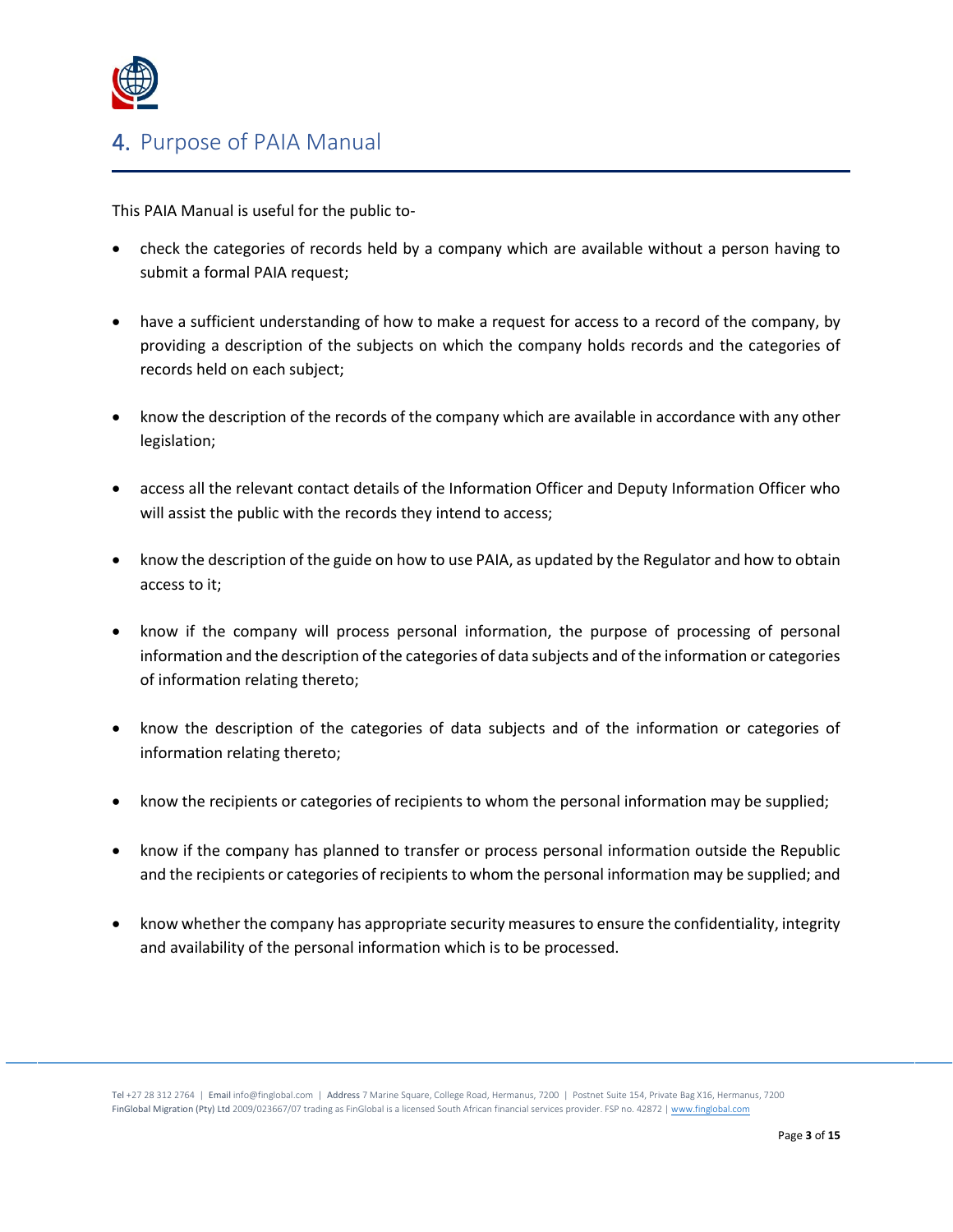## 4. Purpose of PAIA Manual

This PAIA Manual is useful for the public to-

- check the categories of records held by a company which are available without a person having to submit a formal PAIA request;
- have a sufficient understanding of how to make a request for access to a record of the company, by providing a description of the subjects on which the company holds records and the categories of records held on each subject;
- know the description of the records of the company which are available in accordance with any other legislation;
- access all the relevant contact details of the Information Officer and Deputy Information Officer who will assist the public with the records they intend to access;
- know the description of the guide on how to use PAIA, as updated by the Regulator and how to obtain access to it;
- know if the company will process personal information, the purpose of processing of personal information and the description of the categories of data subjects and of the information or categories of information relating thereto;
- know the description of the categories of data subjects and of the information or categories of information relating thereto;
- know the recipients or categories of recipients to whom the personal information may be supplied;
- know if the company has planned to transfer or process personal information outside the Republic and the recipients or categories of recipients to whom the personal information may be supplied; and
- know whether the company has appropriate security measures to ensure the confidentiality, integrity and availability of the personal information which is to be processed.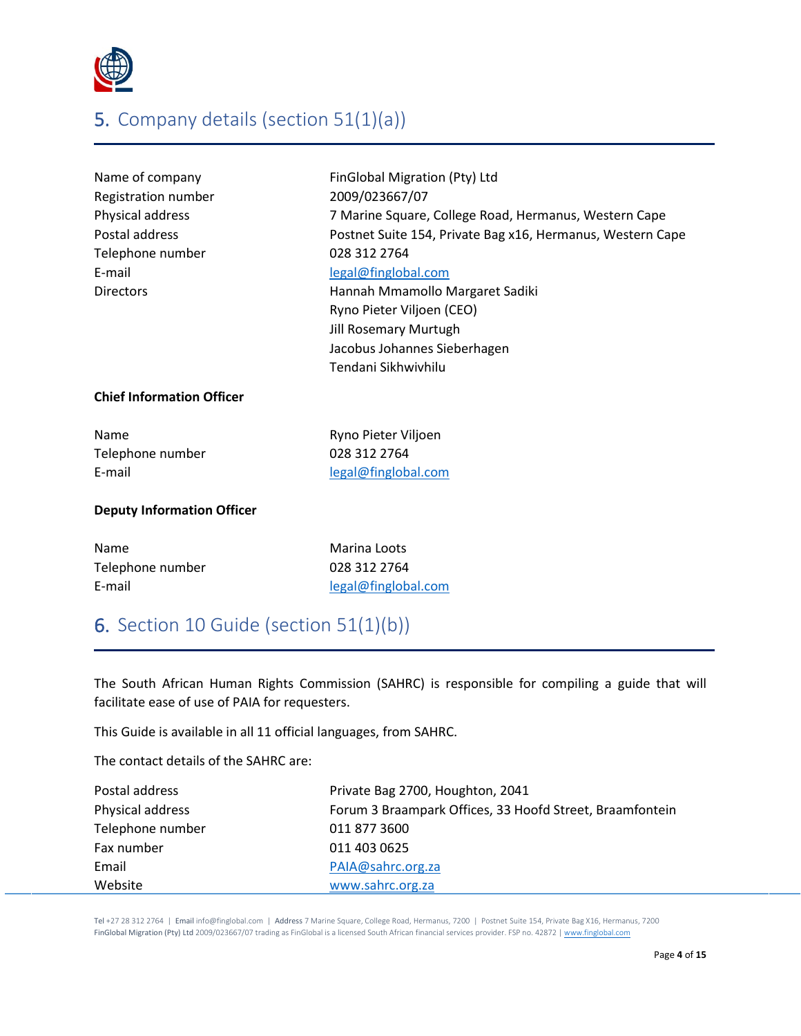## 5. Company details (section 51(1)(a))

| | |
|---|---|
| Name of company | FinGlobal Migration (Pty) Ltd |
| Registration number | 2009/023667/07 |
| Physical address | 7 Marine Square, College Road, Hermanus, Western Cape |
| Postal address | Postnet Suite 154, Private Bag x16, Hermanus, Western Cape |
| Telephone number | 028 312 2764 |
| E-mail | legal@finglobal.com |
| Directors | Hannah Mmamollo Margaret Sadiki<br>Ryno Pieter Viljoen (CEO)<br>Jill Rosemary Murtugh<br>Jacobus Johannes Sieberhagen<br>Tendani Sikhwivhilu |

**Chief Information Officer**

| | |
|---|---|
| Name | Ryno Pieter Viljoen |
| Telephone number | 028 312 2764 |
| E-mail | legal@finglobal.com |

**Deputy Information Officer**

| | |
|---|---|
| Name | Marina Loots |
| Telephone number | 028 312 2764 |
| E-mail | legal@finglobal.com |

## 6. Section 10 Guide (section 51(1)(b))

The South African Human Rights Commission (SAHRC) is responsible for compiling a guide that will facilitate ease of use of PAIA for requesters.

This Guide is available in all 11 official languages, from SAHRC.

The contact details of the SAHRC are:

| | |
|---|---|
| Postal address | Private Bag 2700, Houghton, 2041 |
| Physical address | Forum 3 Braampark Offices, 33 Hoofd Street, Braamfontein |
| Telephone number | 011 877 3600 |
| Fax number | 011 403 0625 |
| Email | PAIA@sahrc.org.za |
| Website | www.sahrc.org.za |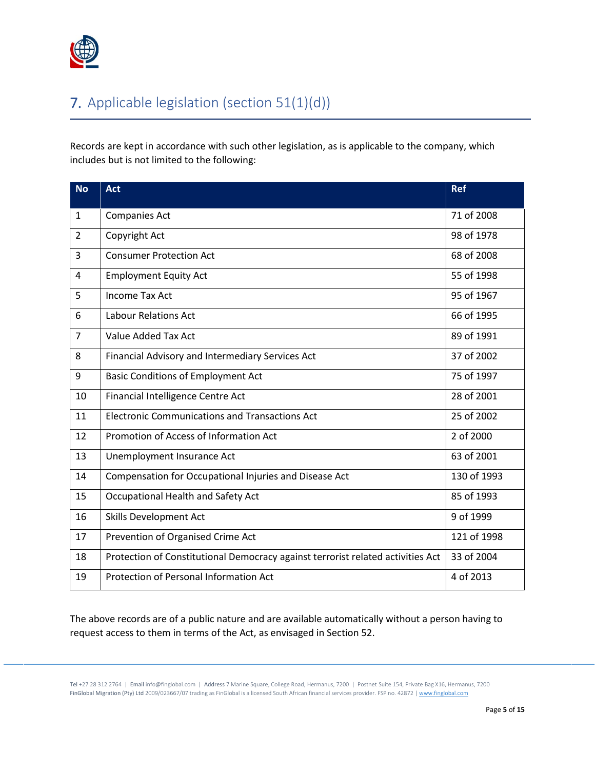## 7. Applicable legislation (section 51(1)(d))

Records are kept in accordance with such other legislation, as is applicable to the company, which includes but is not limited to the following:

| No | Act | Ref |
|---|---|---|
| 1 | Companies Act | 71 of 2008 |
| 2 | Copyright Act | 98 of 1978 |
| 3 | Consumer Protection Act | 68 of 2008 |
| 4 | Employment Equity Act | 55 of 1998 |
| 5 | Income Tax Act | 95 of 1967 |
| 6 | Labour Relations Act | 66 of 1995 |
| 7 | Value Added Tax Act | 89 of 1991 |
| 8 | Financial Advisory and Intermediary Services Act | 37 of 2002 |
| 9 | Basic Conditions of Employment Act | 75 of 1997 |
| 10 | Financial Intelligence Centre Act | 28 of 2001 |
| 11 | Electronic Communications and Transactions Act | 25 of 2002 |
| 12 | Promotion of Access of Information Act | 2 of 2000 |
| 13 | Unemployment Insurance Act | 63 of 2001 |
| 14 | Compensation for Occupational Injuries and Disease Act | 130 of 1993 |
| 15 | Occupational Health and Safety Act | 85 of 1993 |
| 16 | Skills Development Act | 9 of 1999 |
| 17 | Prevention of Organised Crime Act | 121 of 1998 |
| 18 | Protection of Constitutional Democracy against terrorist related activities Act | 33 of 2004 |
| 19 | Protection of Personal Information Act | 4 of 2013 |

The above records are of a public nature and are available automatically without a person having to request access to them in terms of the Act, as envisaged in Section 52.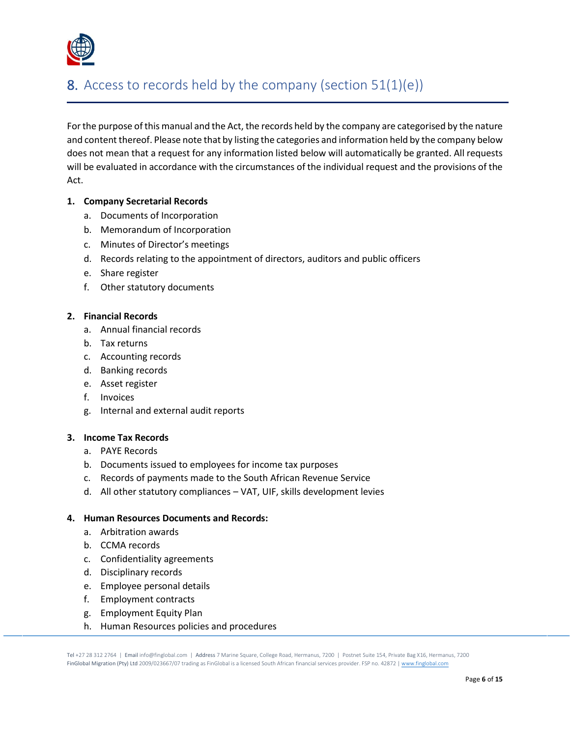## 8. Access to records held by the company (section 51(1)(e))

For the purpose of this manual and the Act, the records held by the company are categorised by the nature and content thereof. Please note that by listing the categories and information held by the company below does not mean that a request for any information listed below will automatically be granted. All requests will be evaluated in accordance with the circumstances of the individual request and the provisions of the Act.

1. **Company Secretarial Records**
   a. Documents of Incorporation
   b. Memorandum of Incorporation
   c. Minutes of Director's meetings
   d. Records relating to the appointment of directors, auditors and public officers
   e. Share register
   f. Other statutory documents

2. **Financial Records**
   a. Annual financial records
   b. Tax returns
   c. Accounting records
   d. Banking records
   e. Asset register
   f. Invoices
   g. Internal and external audit reports

3. **Income Tax Records**
   a. PAYE Records
   b. Documents issued to employees for income tax purposes
   c. Records of payments made to the South African Revenue Service
   d. All other statutory compliances – VAT, UIF, skills development levies

4. **Human Resources Documents and Records:**
   a. Arbitration awards
   b. CCMA records
   c. Confidentiality agreements
   d. Disciplinary records
   e. Employee personal details
   f. Employment contracts
   g. Employment Equity Plan
   h. Human Resources policies and procedures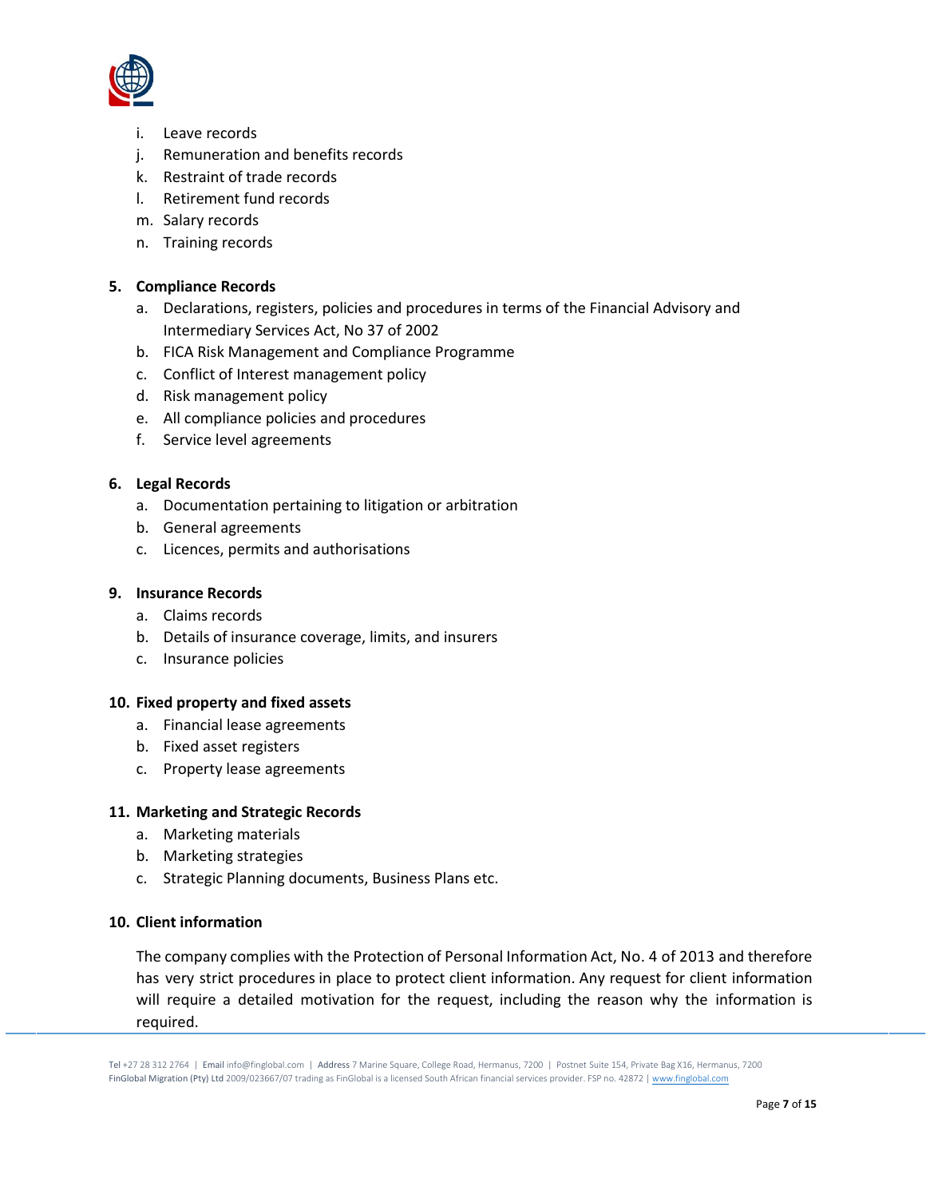i. Leave records
j. Remuneration and benefits records
k. Restraint of trade records
l. Retirement fund records
m. Salary records
n. Training records

**5. Compliance Records**

a. Declarations, registers, policies and procedures in terms of the Financial Advisory and Intermediary Services Act, No 37 of 2002
b. FICA Risk Management and Compliance Programme
c. Conflict of Interest management policy
d. Risk management policy
e. All compliance policies and procedures
f. Service level agreements

**6. Legal Records**

a. Documentation pertaining to litigation or arbitration
b. General agreements
c. Licences, permits and authorisations

**9. Insurance Records**

a. Claims records
b. Details of insurance coverage, limits, and insurers
c. Insurance policies

**10. Fixed property and fixed assets**

a. Financial lease agreements
b. Fixed asset registers
c. Property lease agreements

**11. Marketing and Strategic Records**

a. Marketing materials
b. Marketing strategies
c. Strategic Planning documents, Business Plans etc.

**10. Client information**

The company complies with the Protection of Personal Information Act, No. 4 of 2013 and therefore has very strict procedures in place to protect client information. Any request for client information will require a detailed motivation for the request, including the reason why the information is required.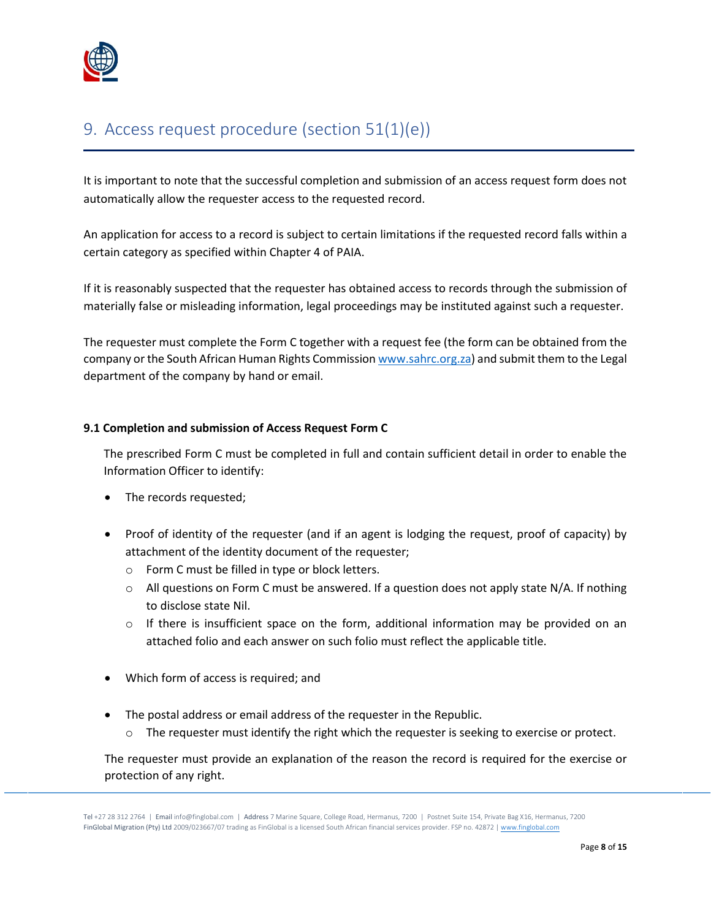## 9. Access request procedure (section 51(1)(e))

It is important to note that the successful completion and submission of an access request form does not automatically allow the requester access to the requested record.

An application for access to a record is subject to certain limitations if the requested record falls within a certain category as specified within Chapter 4 of PAIA.

If it is reasonably suspected that the requester has obtained access to records through the submission of materially false or misleading information, legal proceedings may be instituted against such a requester.

The requester must complete the Form C together with a request fee (the form can be obtained from the company or the South African Human Rights Commission www.sahrc.org.za) and submit them to the Legal department of the company by hand or email.

### 9.1 Completion and submission of Access Request Form C

The prescribed Form C must be completed in full and contain sufficient detail in order to enable the Information Officer to identify:

- The records requested;
- Proof of identity of the requester (and if an agent is lodging the request, proof of capacity) by attachment of the identity document of the requester;
  - Form C must be filled in type or block letters.
  - All questions on Form C must be answered. If a question does not apply state N/A. If nothing to disclose state Nil.
  - If there is insufficient space on the form, additional information may be provided on an attached folio and each answer on such folio must reflect the applicable title.
- Which form of access is required; and
- The postal address or email address of the requester in the Republic.
  - The requester must identify the right which the requester is seeking to exercise or protect.

The requester must provide an explanation of the reason the record is required for the exercise or protection of any right.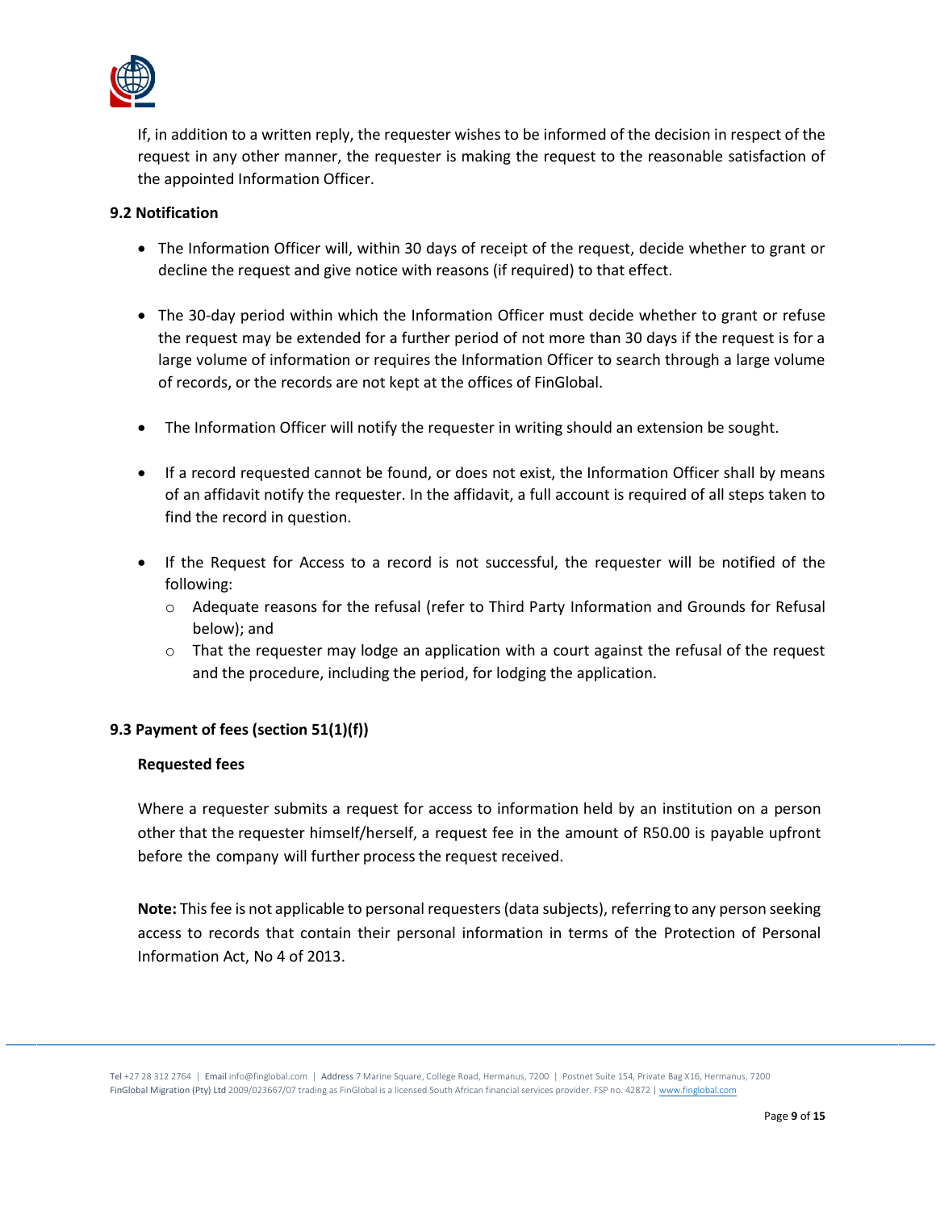If, in addition to a written reply, the requester wishes to be informed of the decision in respect of the request in any other manner, the requester is making the request to the reasonable satisfaction of the appointed Information Officer.

**9.2 Notification**

- The Information Officer will, within 30 days of receipt of the request, decide whether to grant or decline the request and give notice with reasons (if required) to that effect.

- The 30-day period within which the Information Officer must decide whether to grant or refuse the request may be extended for a further period of not more than 30 days if the request is for a large volume of information or requires the Information Officer to search through a large volume of records, or the records are not kept at the offices of FinGlobal.

- The Information Officer will notify the requester in writing should an extension be sought.

- If a record requested cannot be found, or does not exist, the Information Officer shall by means of an affidavit notify the requester. In the affidavit, a full account is required of all steps taken to find the record in question.

- If the Request for Access to a record is not successful, the requester will be notified of the following:
  - Adequate reasons for the refusal (refer to Third Party Information and Grounds for Refusal below); and
  - That the requester may lodge an application with a court against the refusal of the request and the procedure, including the period, for lodging the application.

**9.3 Payment of fees (section 51(1)(f))**

**Requested fees**

Where a requester submits a request for access to information held by an institution on a person other that the requester himself/herself, a request fee in the amount of R50.00 is payable upfront before the company will further process the request received.

**Note:** This fee is not applicable to personal requesters (data subjects), referring to any person seeking access to records that contain their personal information in terms of the Protection of Personal Information Act, No 4 of 2013.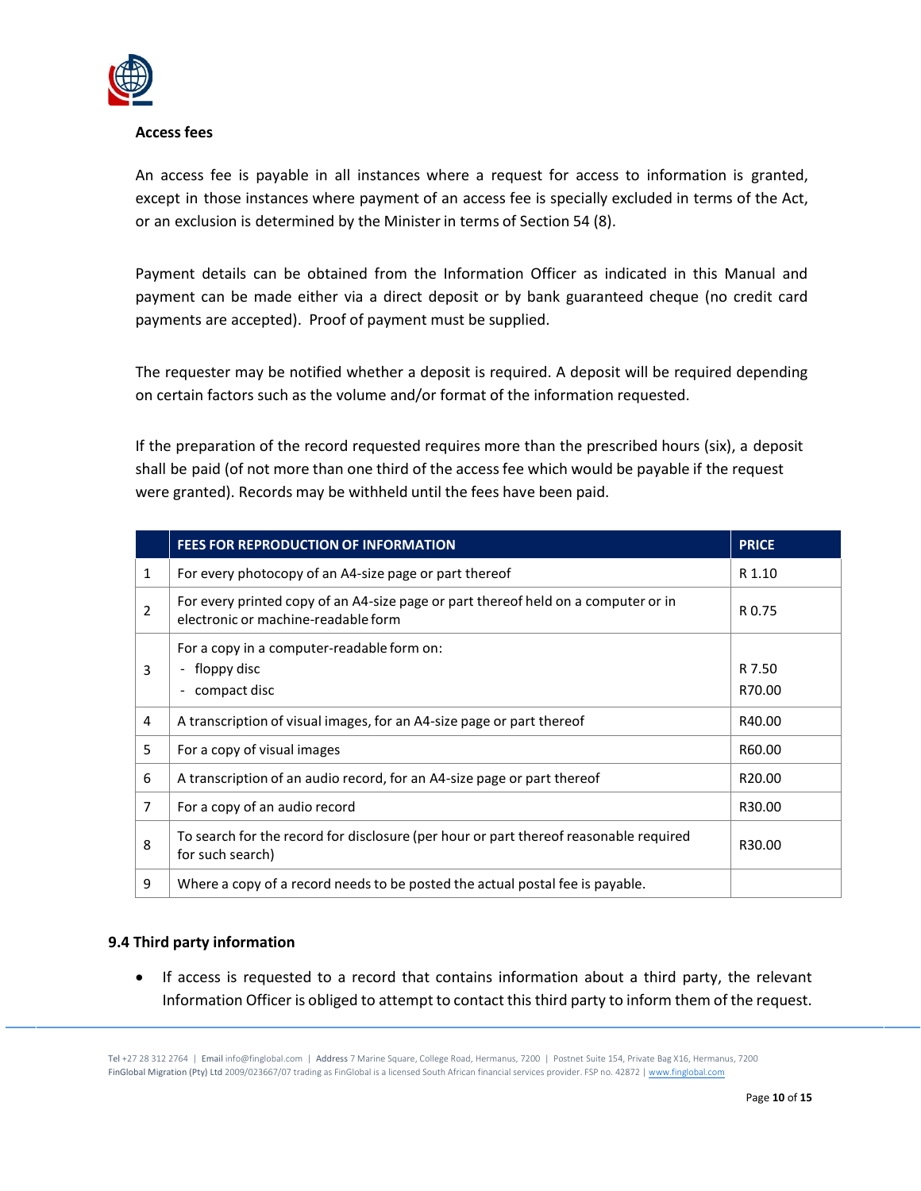**Access fees**

An access fee is payable in all instances where a request for access to information is granted, except in those instances where payment of an access fee is specially excluded in terms of the Act, or an exclusion is determined by the Minister in terms of Section 54 (8).

Payment details can be obtained from the Information Officer as indicated in this Manual and payment can be made either via a direct deposit or by bank guaranteed cheque (no credit card payments are accepted). Proof of payment must be supplied.

The requester may be notified whether a deposit is required. A deposit will be required depending on certain factors such as the volume and/or format of the information requested.

If the preparation of the record requested requires more than the prescribed hours (six), a deposit shall be paid (of not more than one third of the access fee which would be payable if the request were granted). Records may be withheld until the fees have been paid.

| | FEES FOR REPRODUCTION OF INFORMATION | PRICE |
|---|---|---|
| 1 | For every photocopy of an A4-size page or part thereof | R 1.10 |
| 2 | For every printed copy of an A4-size page or part thereof held on a computer or in electronic or machine-readable form | R 0.75 |
| 3 | For a copy in a computer-readable form on:<br>- floppy disc<br>- compact disc | <br>R 7.50<br>R70.00 |
| 4 | A transcription of visual images, for an A4-size page or part thereof | R40.00 |
| 5 | For a copy of visual images | R60.00 |
| 6 | A transcription of an audio record, for an A4-size page or part thereof | R20.00 |
| 7 | For a copy of an audio record | R30.00 |
| 8 | To search for the record for disclosure (per hour or part thereof reasonable required for such search) | R30.00 |
| 9 | Where a copy of a record needs to be posted the actual postal fee is payable. | |

### 9.4 Third party information

- If access is requested to a record that contains information about a third party, the relevant Information Officer is obliged to attempt to contact this third party to inform them of the request.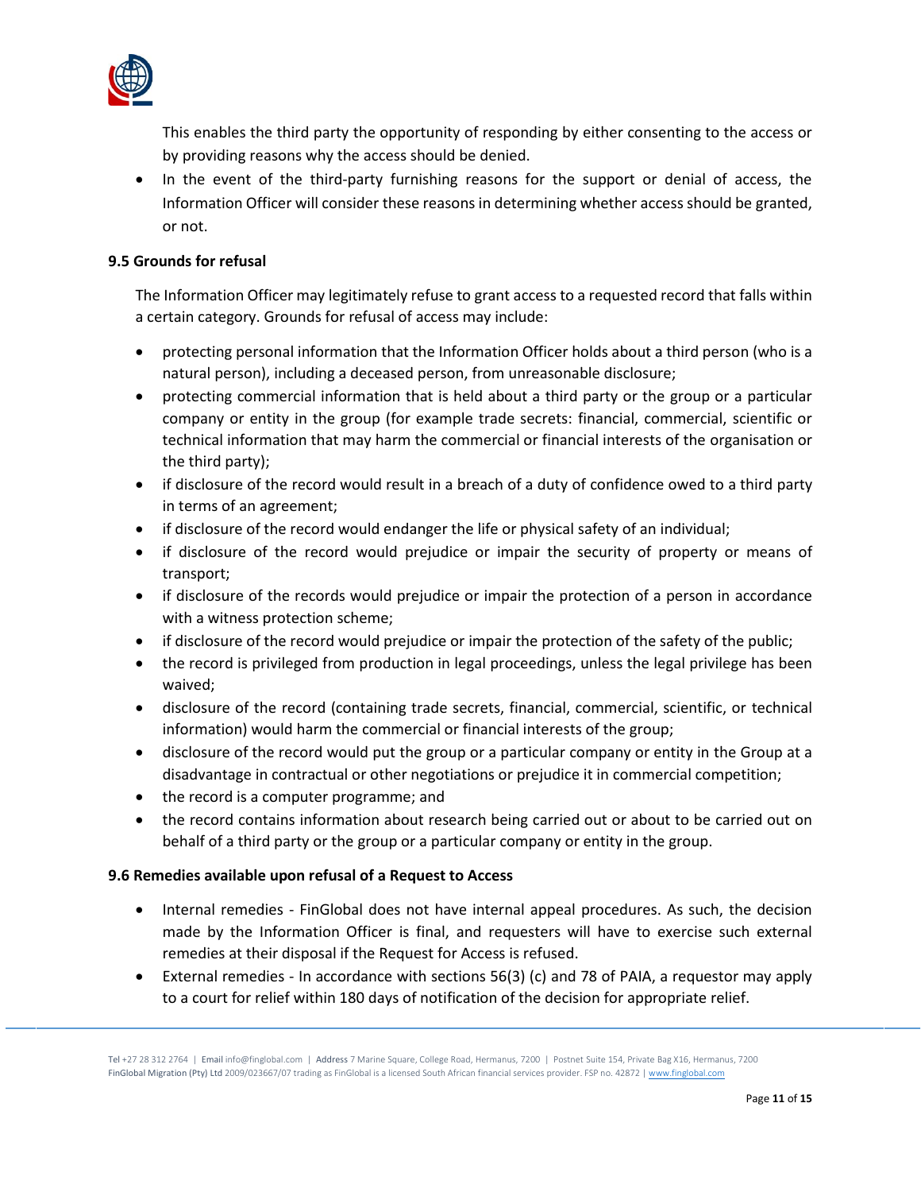This enables the third party the opportunity of responding by either consenting to the access or by providing reasons why the access should be denied.

- In the event of the third-party furnishing reasons for the support or denial of access, the Information Officer will consider these reasons in determining whether access should be granted, or not.

### 9.5 Grounds for refusal

The Information Officer may legitimately refuse to grant access to a requested record that falls within a certain category. Grounds for refusal of access may include:

- protecting personal information that the Information Officer holds about a third person (who is a natural person), including a deceased person, from unreasonable disclosure;
- protecting commercial information that is held about a third party or the group or a particular company or entity in the group (for example trade secrets: financial, commercial, scientific or technical information that may harm the commercial or financial interests of the organisation or the third party);
- if disclosure of the record would result in a breach of a duty of confidence owed to a third party in terms of an agreement;
- if disclosure of the record would endanger the life or physical safety of an individual;
- if disclosure of the record would prejudice or impair the security of property or means of transport;
- if disclosure of the records would prejudice or impair the protection of a person in accordance with a witness protection scheme;
- if disclosure of the record would prejudice or impair the protection of the safety of the public;
- the record is privileged from production in legal proceedings, unless the legal privilege has been waived;
- disclosure of the record (containing trade secrets, financial, commercial, scientific, or technical information) would harm the commercial or financial interests of the group;
- disclosure of the record would put the group or a particular company or entity in the Group at a disadvantage in contractual or other negotiations or prejudice it in commercial competition;
- the record is a computer programme; and
- the record contains information about research being carried out or about to be carried out on behalf of a third party or the group or a particular company or entity in the group.

### 9.6 Remedies available upon refusal of a Request to Access

- Internal remedies - FinGlobal does not have internal appeal procedures. As such, the decision made by the Information Officer is final, and requesters will have to exercise such external remedies at their disposal if the Request for Access is refused.
- External remedies - In accordance with sections 56(3) (c) and 78 of PAIA, a requestor may apply to a court for relief within 180 days of notification of the decision for appropriate relief.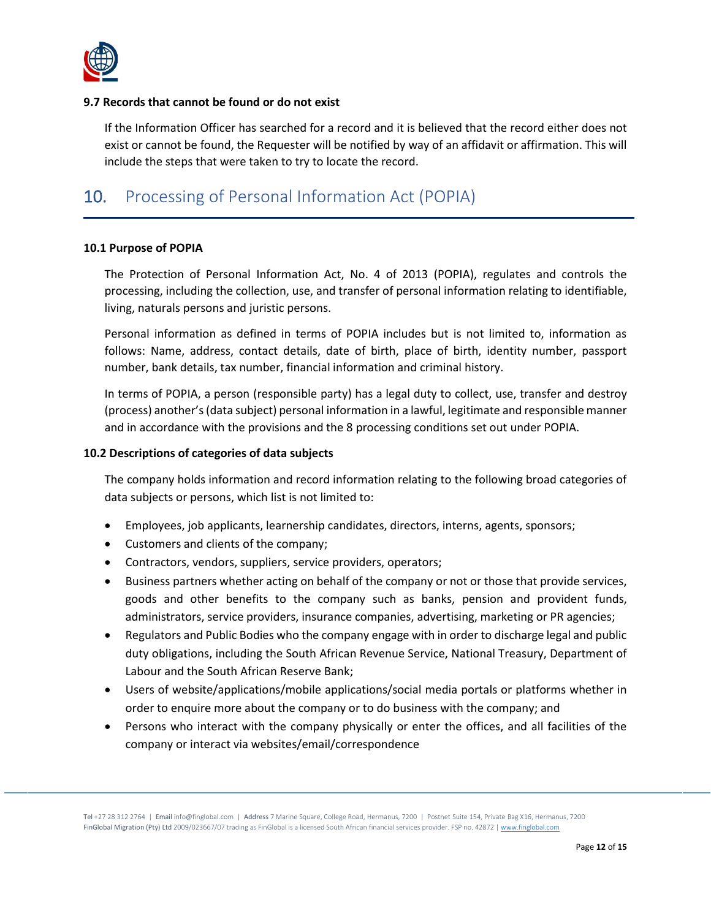### 9.7 Records that cannot be found or do not exist

If the Information Officer has searched for a record and it is believed that the record either does not exist or cannot be found, the Requester will be notified by way of an affidavit or affirmation. This will include the steps that were taken to try to locate the record.

## 10. Processing of Personal Information Act (POPIA)

### 10.1 Purpose of POPIA

The Protection of Personal Information Act, No. 4 of 2013 (POPIA), regulates and controls the processing, including the collection, use, and transfer of personal information relating to identifiable, living, naturals persons and juristic persons.

Personal information as defined in terms of POPIA includes but is not limited to, information as follows: Name, address, contact details, date of birth, place of birth, identity number, passport number, bank details, tax number, financial information and criminal history.

In terms of POPIA, a person (responsible party) has a legal duty to collect, use, transfer and destroy (process) another's (data subject) personal information in a lawful, legitimate and responsible manner and in accordance with the provisions and the 8 processing conditions set out under POPIA.

### 10.2 Descriptions of categories of data subjects

The company holds information and record information relating to the following broad categories of data subjects or persons, which list is not limited to:

- Employees, job applicants, learnership candidates, directors, interns, agents, sponsors;
- Customers and clients of the company;
- Contractors, vendors, suppliers, service providers, operators;
- Business partners whether acting on behalf of the company or not or those that provide services, goods and other benefits to the company such as banks, pension and provident funds, administrators, service providers, insurance companies, advertising, marketing or PR agencies;
- Regulators and Public Bodies who the company engage with in order to discharge legal and public duty obligations, including the South African Revenue Service, National Treasury, Department of Labour and the South African Reserve Bank;
- Users of website/applications/mobile applications/social media portals or platforms whether in order to enquire more about the company or to do business with the company; and
- Persons who interact with the company physically or enter the offices, and all facilities of the company or interact via websites/email/correspondence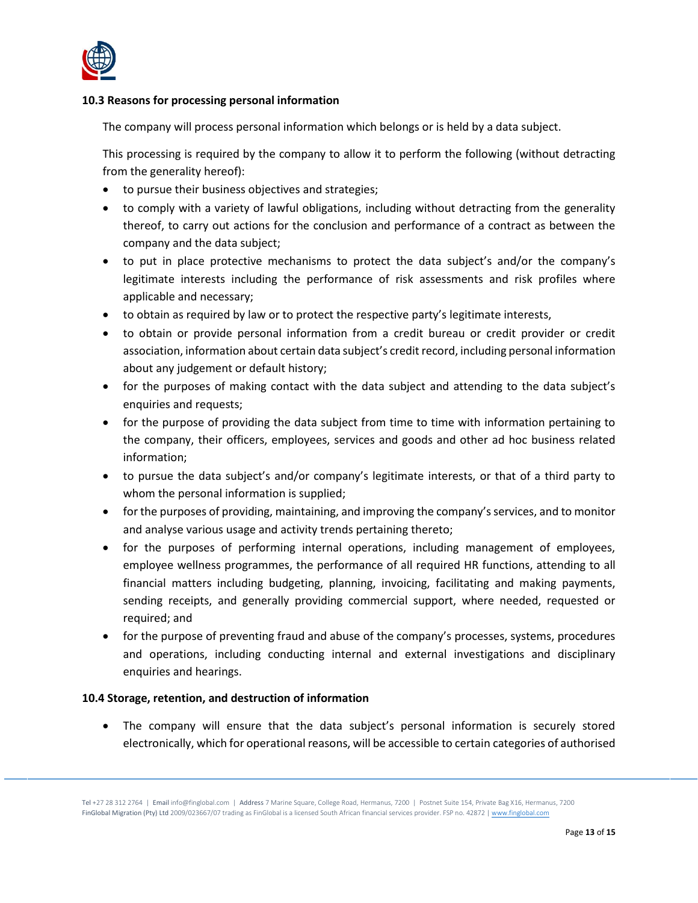### 10.3 Reasons for processing personal information

The company will process personal information which belongs or is held by a data subject.

This processing is required by the company to allow it to perform the following (without detracting from the generality hereof):

- to pursue their business objectives and strategies;
- to comply with a variety of lawful obligations, including without detracting from the generality thereof, to carry out actions for the conclusion and performance of a contract as between the company and the data subject;
- to put in place protective mechanisms to protect the data subject's and/or the company's legitimate interests including the performance of risk assessments and risk profiles where applicable and necessary;
- to obtain as required by law or to protect the respective party's legitimate interests,
- to obtain or provide personal information from a credit bureau or credit provider or credit association, information about certain data subject's credit record, including personal information about any judgement or default history;
- for the purposes of making contact with the data subject and attending to the data subject's enquiries and requests;
- for the purpose of providing the data subject from time to time with information pertaining to the company, their officers, employees, services and goods and other ad hoc business related information;
- to pursue the data subject's and/or company's legitimate interests, or that of a third party to whom the personal information is supplied;
- for the purposes of providing, maintaining, and improving the company's services, and to monitor and analyse various usage and activity trends pertaining thereto;
- for the purposes of performing internal operations, including management of employees, employee wellness programmes, the performance of all required HR functions, attending to all financial matters including budgeting, planning, invoicing, facilitating and making payments, sending receipts, and generally providing commercial support, where needed, requested or required; and
- for the purpose of preventing fraud and abuse of the company's processes, systems, procedures and operations, including conducting internal and external investigations and disciplinary enquiries and hearings.

### 10.4 Storage, retention, and destruction of information

- The company will ensure that the data subject's personal information is securely stored electronically, which for operational reasons, will be accessible to certain categories of authorised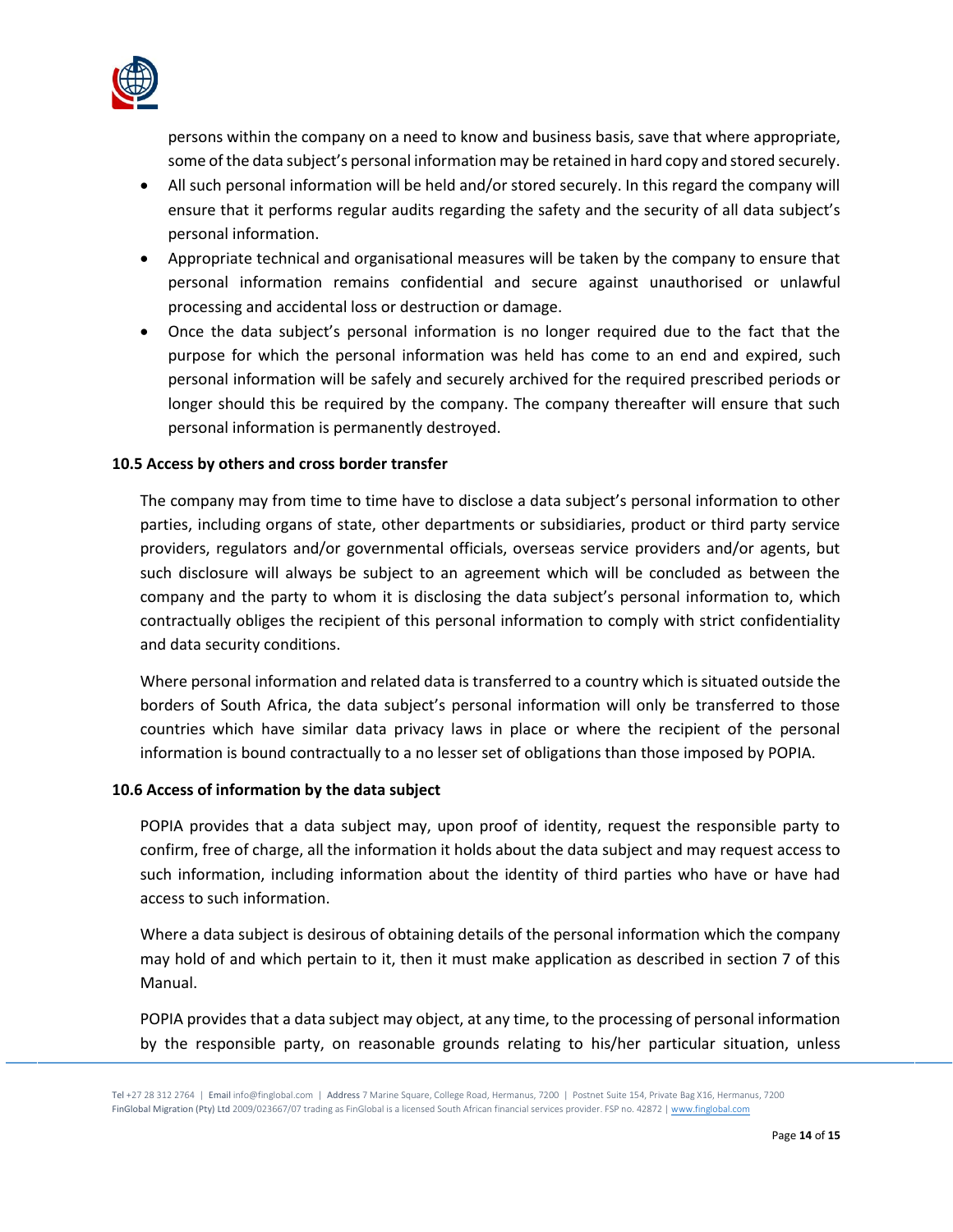persons within the company on a need to know and business basis, save that where appropriate, some of the data subject's personal information may be retained in hard copy and stored securely.

- All such personal information will be held and/or stored securely. In this regard the company will ensure that it performs regular audits regarding the safety and the security of all data subject's personal information.
- Appropriate technical and organisational measures will be taken by the company to ensure that personal information remains confidential and secure against unauthorised or unlawful processing and accidental loss or destruction or damage.
- Once the data subject's personal information is no longer required due to the fact that the purpose for which the personal information was held has come to an end and expired, such personal information will be safely and securely archived for the required prescribed periods or longer should this be required by the company. The company thereafter will ensure that such personal information is permanently destroyed.

**10.5 Access by others and cross border transfer**

The company may from time to time have to disclose a data subject's personal information to other parties, including organs of state, other departments or subsidiaries, product or third party service providers, regulators and/or governmental officials, overseas service providers and/or agents, but such disclosure will always be subject to an agreement which will be concluded as between the company and the party to whom it is disclosing the data subject's personal information to, which contractually obliges the recipient of this personal information to comply with strict confidentiality and data security conditions.

Where personal information and related data is transferred to a country which is situated outside the borders of South Africa, the data subject's personal information will only be transferred to those countries which have similar data privacy laws in place or where the recipient of the personal information is bound contractually to a no lesser set of obligations than those imposed by POPIA.

**10.6 Access of information by the data subject**

POPIA provides that a data subject may, upon proof of identity, request the responsible party to confirm, free of charge, all the information it holds about the data subject and may request access to such information, including information about the identity of third parties who have or have had access to such information.

Where a data subject is desirous of obtaining details of the personal information which the company may hold of and which pertain to it, then it must make application as described in section 7 of this Manual.

POPIA provides that a data subject may object, at any time, to the processing of personal information by the responsible party, on reasonable grounds relating to his/her particular situation, unless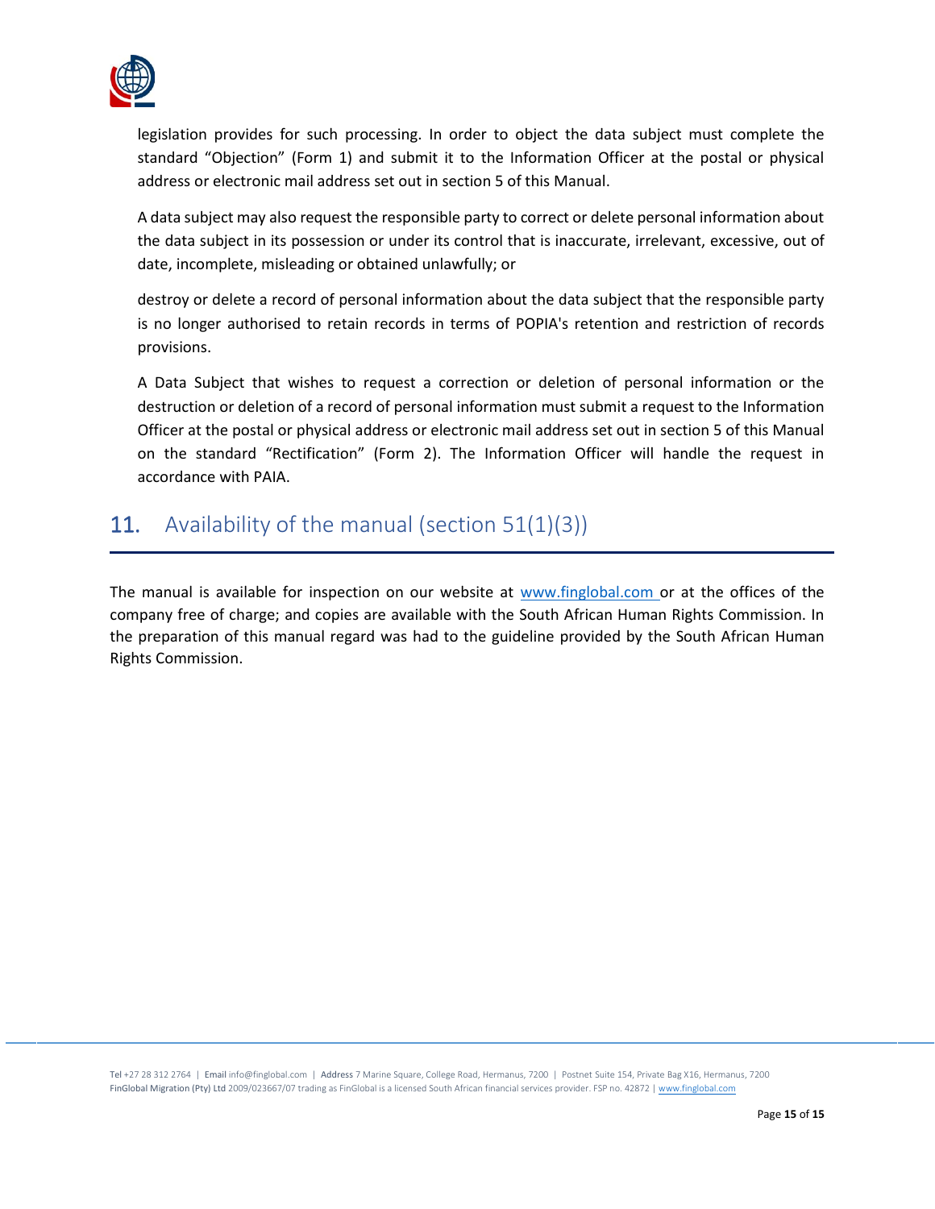legislation provides for such processing. In order to object the data subject must complete the standard "Objection" (Form 1) and submit it to the Information Officer at the postal or physical address or electronic mail address set out in section 5 of this Manual.

A data subject may also request the responsible party to correct or delete personal information about the data subject in its possession or under its control that is inaccurate, irrelevant, excessive, out of date, incomplete, misleading or obtained unlawfully; or

destroy or delete a record of personal information about the data subject that the responsible party is no longer authorised to retain records in terms of POPIA's retention and restriction of records provisions.

A Data Subject that wishes to request a correction or deletion of personal information or the destruction or deletion of a record of personal information must submit a request to the Information Officer at the postal or physical address or electronic mail address set out in section 5 of this Manual on the standard "Rectification" (Form 2). The Information Officer will handle the request in accordance with PAIA.

## 11. Availability of the manual (section 51(1)(3))

The manual is available for inspection on our website at [www.finglobal.com](http://www.finglobal.com) or at the offices of the company free of charge; and copies are available with the South African Human Rights Commission. In the preparation of this manual regard was had to the guideline provided by the South African Human Rights Commission.